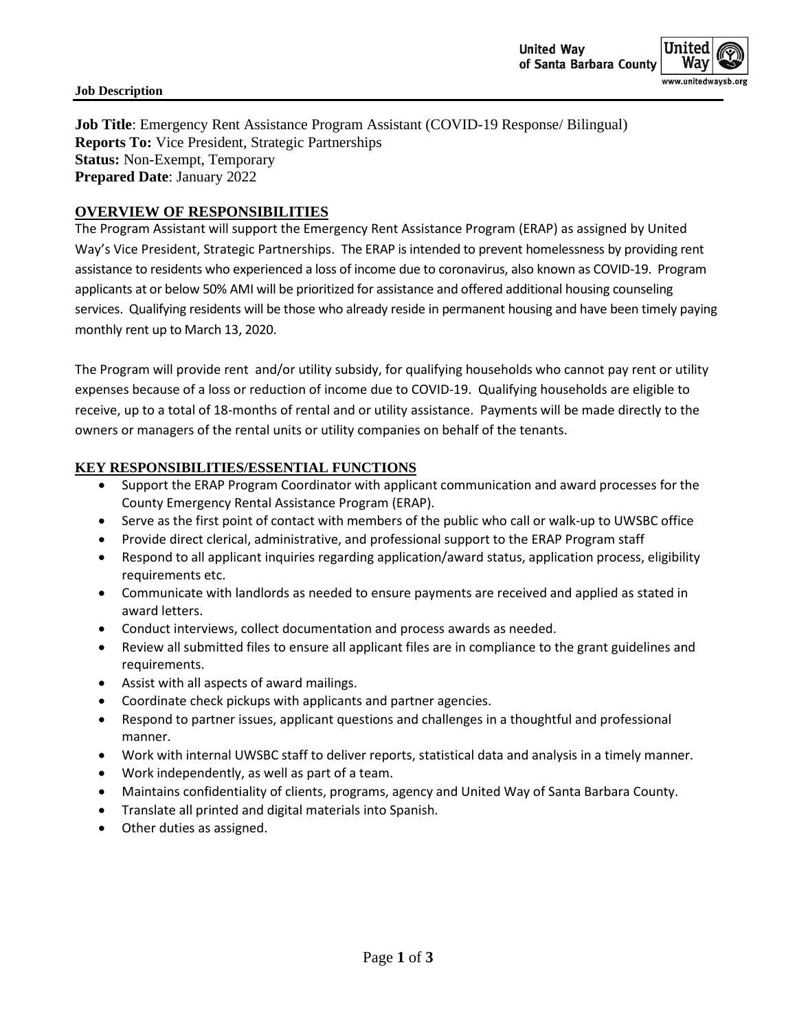**Job Description**

**Job Title**: Emergency Rent Assistance Program Assistant (COVID-19 Response/ Bilingual)
**Reports To:** Vice President, Strategic Partnerships
**Status:** Non-Exempt, Temporary
**Prepared Date**: January 2022

## OVERVIEW OF RESPONSIBILITIES

The Program Assistant will support the Emergency Rent Assistance Program (ERAP) as assigned by United Way's Vice President, Strategic Partnerships. The ERAP is intended to prevent homelessness by providing rent assistance to residents who experienced a loss of income due to coronavirus, also known as COVID-19. Program applicants at or below 50% AMI will be prioritized for assistance and offered additional housing counseling services. Qualifying residents will be those who already reside in permanent housing and have been timely paying monthly rent up to March 13, 2020.

The Program will provide rent and/or utility subsidy, for qualifying households who cannot pay rent or utility expenses because of a loss or reduction of income due to COVID-19. Qualifying households are eligible to receive, up to a total of 18-months of rental and or utility assistance. Payments will be made directly to the owners or managers of the rental units or utility companies on behalf of the tenants.

## KEY RESPONSIBILITIES/ESSENTIAL FUNCTIONS

- Support the ERAP Program Coordinator with applicant communication and award processes for the County Emergency Rental Assistance Program (ERAP).
- Serve as the first point of contact with members of the public who call or walk-up to UWSBC office
- Provide direct clerical, administrative, and professional support to the ERAP Program staff
- Respond to all applicant inquiries regarding application/award status, application process, eligibility requirements etc.
- Communicate with landlords as needed to ensure payments are received and applied as stated in award letters.
- Conduct interviews, collect documentation and process awards as needed.
- Review all submitted files to ensure all applicant files are in compliance to the grant guidelines and requirements.
- Assist with all aspects of award mailings.
- Coordinate check pickups with applicants and partner agencies.
- Respond to partner issues, applicant questions and challenges in a thoughtful and professional manner.
- Work with internal UWSBC staff to deliver reports, statistical data and analysis in a timely manner.
- Work independently, as well as part of a team.
- Maintains confidentiality of clients, programs, agency and United Way of Santa Barbara County.
- Translate all printed and digital materials into Spanish.
- Other duties as assigned.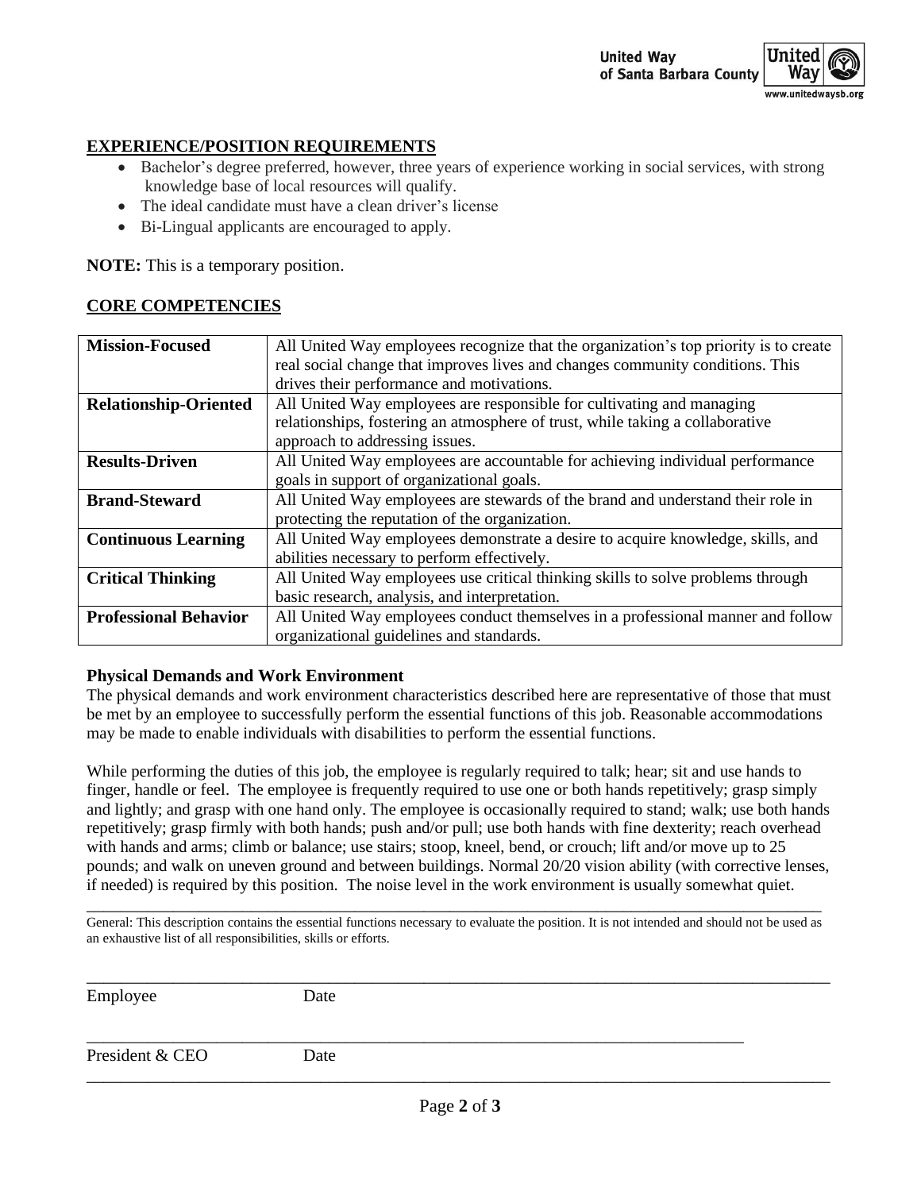## EXPERIENCE/POSITION REQUIREMENTS

- Bachelor's degree preferred, however, three years of experience working in social services, with strong knowledge base of local resources will qualify.
- The ideal candidate must have a clean driver's license
- Bi-Lingual applicants are encouraged to apply.

**NOTE:** This is a temporary position.

## CORE COMPETENCIES

| | |
|---|---|
| **Mission-Focused** | All United Way employees recognize that the organization's top priority is to create real social change that improves lives and changes community conditions. This drives their performance and motivations. |
| **Relationship-Oriented** | All United Way employees are responsible for cultivating and managing relationships, fostering an atmosphere of trust, while taking a collaborative approach to addressing issues. |
| **Results-Driven** | All United Way employees are accountable for achieving individual performance goals in support of organizational goals. |
| **Brand-Steward** | All United Way employees are stewards of the brand and understand their role in protecting the reputation of the organization. |
| **Continuous Learning** | All United Way employees demonstrate a desire to acquire knowledge, skills, and abilities necessary to perform effectively. |
| **Critical Thinking** | All United Way employees use critical thinking skills to solve problems through basic research, analysis, and interpretation. |
| **Professional Behavior** | All United Way employees conduct themselves in a professional manner and follow organizational guidelines and standards. |

### Physical Demands and Work Environment

The physical demands and work environment characteristics described here are representative of those that must be met by an employee to successfully perform the essential functions of this job. Reasonable accommodations may be made to enable individuals with disabilities to perform the essential functions.

While performing the duties of this job, the employee is regularly required to talk; hear; sit and use hands to finger, handle or feel. The employee is frequently required to use one or both hands repetitively; grasp simply and lightly; and grasp with one hand only. The employee is occasionally required to stand; walk; use both hands repetitively; grasp firmly with both hands; push and/or pull; use both hands with fine dexterity; reach overhead with hands and arms; climb or balance; use stairs; stoop, kneel, bend, or crouch; lift and/or move up to 25 pounds; and walk on uneven ground and between buildings. Normal 20/20 vision ability (with corrective lenses, if needed) is required by this position. The noise level in the work environment is usually somewhat quiet.

---

General: This description contains the essential functions necessary to evaluate the position. It is not intended and should not be used as an exhaustive list of all responsibilities, skills or efforts.

---

Employee Date

---

President & CEO Date

---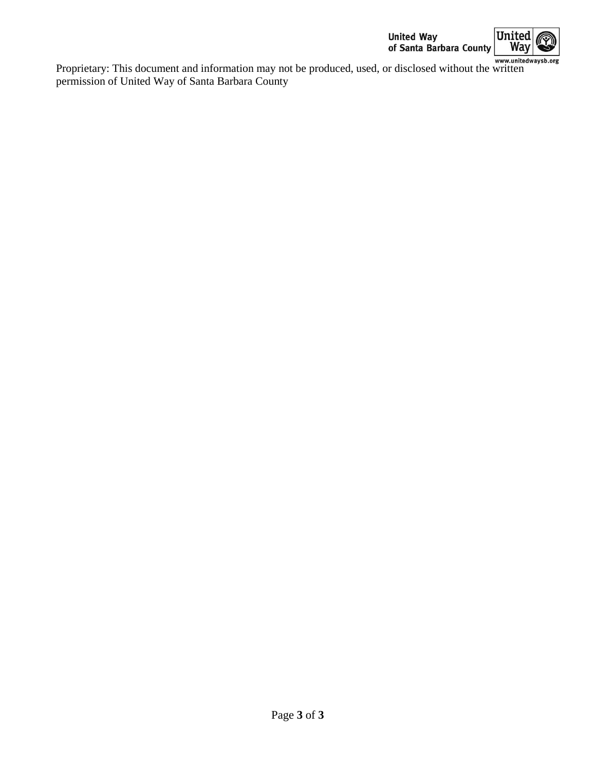Proprietary: This document and information may not be produced, used, or disclosed without the written permission of United Way of Santa Barbara County